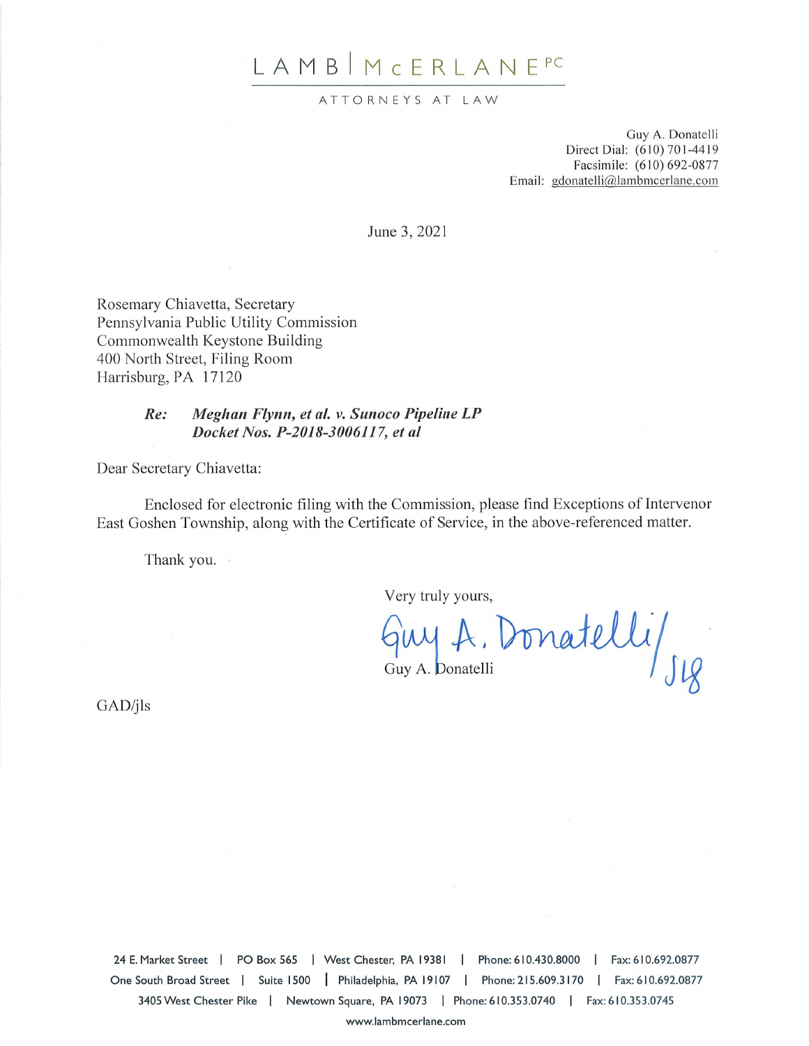# LAMB | McERLANE PC

ATTORNEYS AT LAW

Guy A. Donatelli
Direct Dial: (610) 701-4419
Facsimile: (610) 692-0877
Email: gdonatelli@lambmcerlane.com

June 3, 2021

Rosemary Chiavetta, Secretary
Pennsylvania Public Utility Commission
Commonwealth Keystone Building
400 North Street, Filing Room
Harrisburg, PA 17120

***Re: Meghan Flynn, et al. v. Sunoco Pipeline LP***
***Docket Nos. P-2018-3006117, et al***

Dear Secretary Chiavetta:

Enclosed for electronic filing with the Commission, please find Exceptions of Intervenor East Goshen Township, along with the Certificate of Service, in the above-referenced matter.

Thank you.

Very truly yours,

Guy A. Donatelli/jls

Guy A. Donatelli

GAD/jls

24 E. Market Street | PO Box 565 | West Chester, PA 19381 | Phone: 610.430.8000 | Fax: 610.692.0877
One South Broad Street | Suite 1500 | Philadelphia, PA 19107 | Phone: 215.609.3170 | Fax: 610.692.0877
3405 West Chester Pike | Newtown Square, PA 19073 | Phone: 610.353.0740 | Fax: 610.353.0745
www.lambmcerlane.com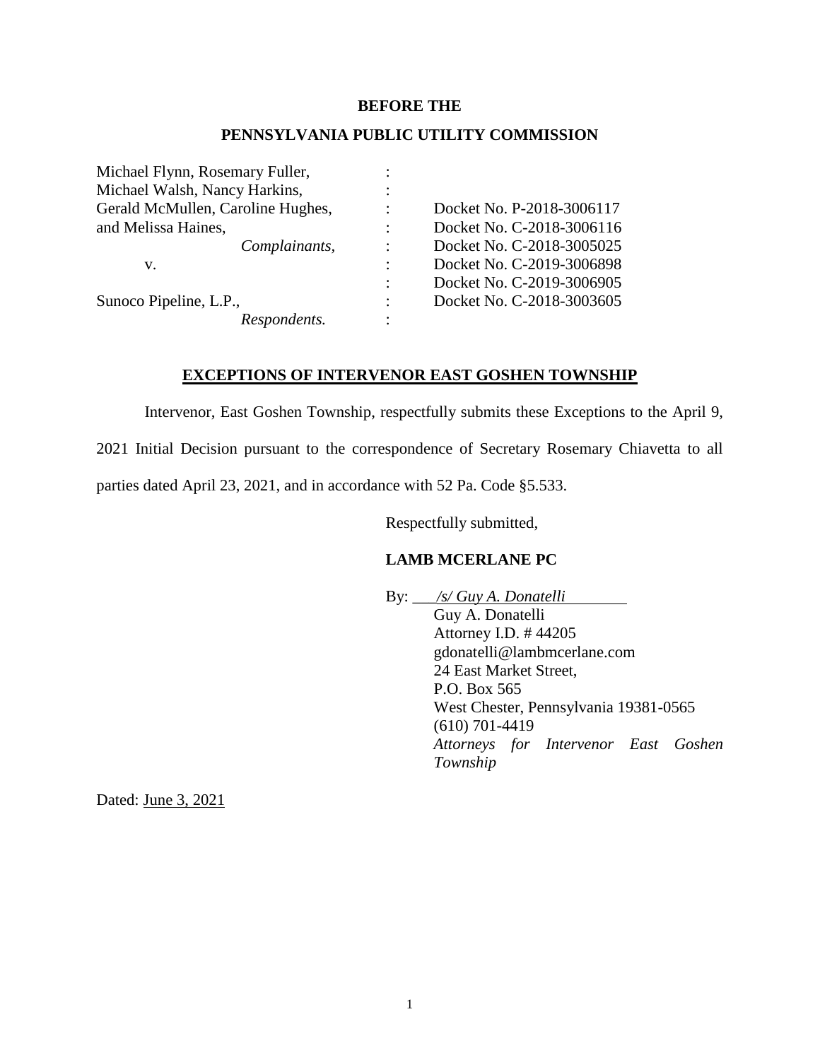**BEFORE THE**

**PENNSYLVANIA PUBLIC UTILITY COMMISSION**

| | | |
|---|---|---|
| Michael Flynn, Rosemary Fuller, | : | |
| Michael Walsh, Nancy Harkins, | : | |
| Gerald McMullen, Caroline Hughes, | : | Docket No. P-2018-3006117 |
| and Melissa Haines, | : | Docket No. C-2018-3006116 |
| *Complainants,* | : | Docket No. C-2018-3005025 |
| v. | : | Docket No. C-2019-3006898 |
| | : | Docket No. C-2019-3006905 |
| Sunoco Pipeline, L.P., | : | Docket No. C-2018-3003605 |
| *Respondents.* | : | |

## EXCEPTIONS OF INTERVENOR EAST GOSHEN TOWNSHIP

Intervenor, East Goshen Township, respectfully submits these Exceptions to the April 9, 2021 Initial Decision pursuant to the correspondence of Secretary Rosemary Chiavetta to all parties dated April 23, 2021, and in accordance with 52 Pa. Code §5.533.

Respectfully submitted,

**LAMB MCERLANE PC**

By: */s/ Guy A. Donatelli*
Guy A. Donatelli
Attorney I.D. # 44205
gdonatelli@lambmcerlane.com
24 East Market Street,
P.O. Box 565
West Chester, Pennsylvania 19381-0565
(610) 701-4419
*Attorneys for Intervenor East Goshen Township*

Dated: June 3, 2021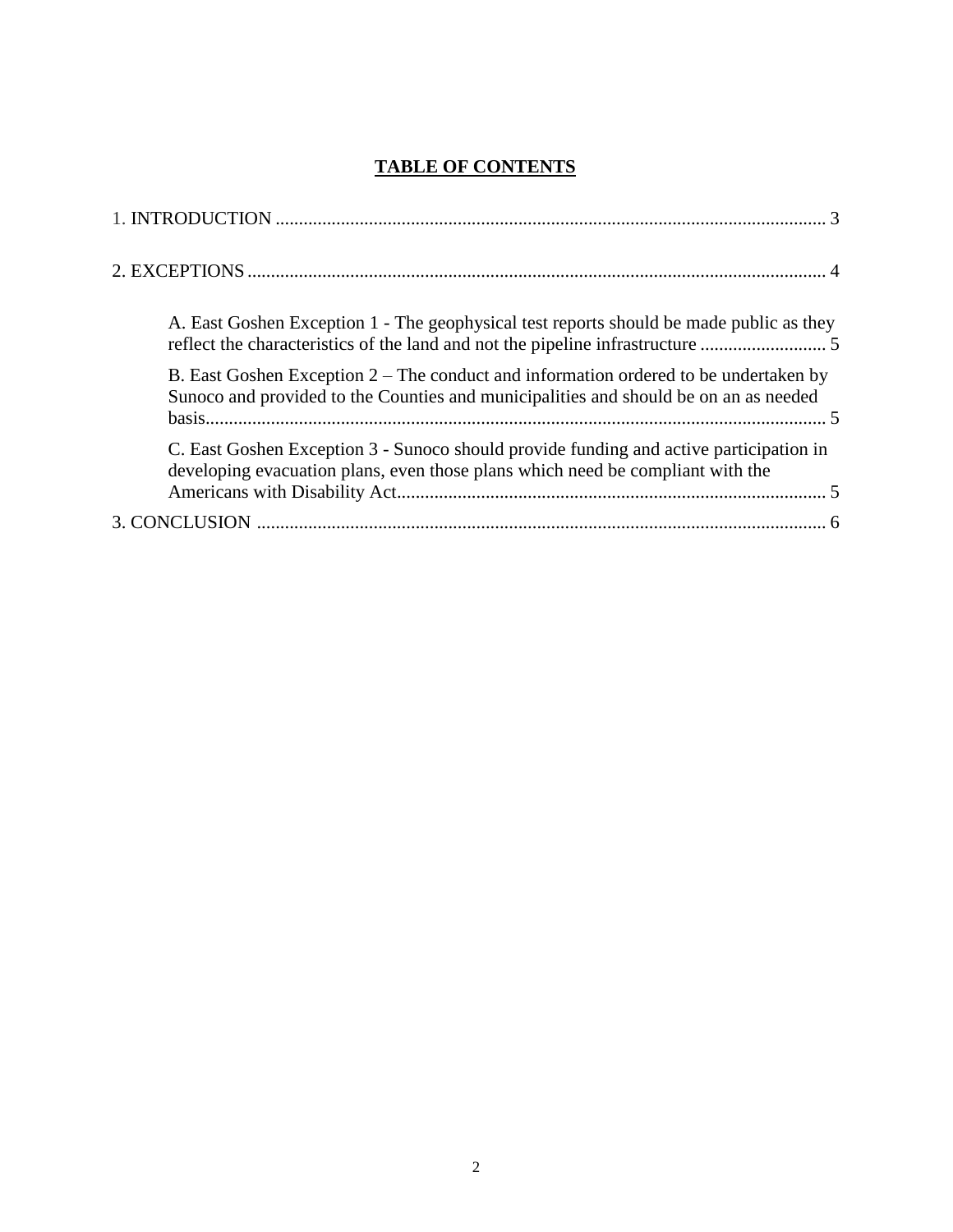**TABLE OF CONTENTS**

1. INTRODUCTION ..................................................................................................................... 3

2. EXCEPTIONS .......................................................................................................................... 4

    A. East Goshen Exception 1 - The geophysical test reports should be made public as they reflect the characteristics of the land and not the pipeline infrastructure ........................... 5

    B. East Goshen Exception 2 – The conduct and information ordered to be undertaken by Sunoco and provided to the Counties and municipalities and should be on an as needed basis..................................................................................................................................... 5

    C. East Goshen Exception 3 - Sunoco should provide funding and active participation in developing evacuation plans, even those plans which need be compliant with the Americans with Disability Act........................................................................................... 5

3. CONCLUSION ......................................................................................................................... 6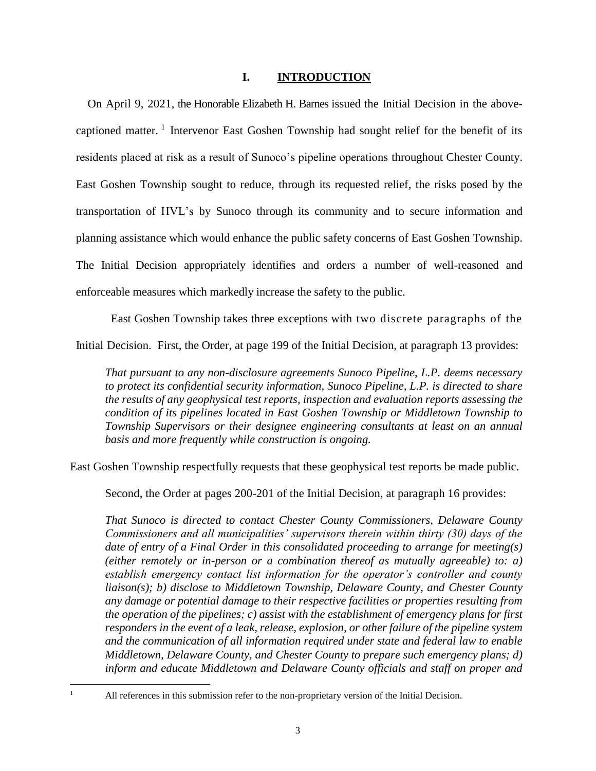## I. INTRODUCTION

On April 9, 2021, the Honorable Elizabeth H. Barnes issued the Initial Decision in the above-captioned matter.[1] Intervenor East Goshen Township had sought relief for the benefit of its residents placed at risk as a result of Sunoco's pipeline operations throughout Chester County. East Goshen Township sought to reduce, through its requested relief, the risks posed by the transportation of HVL's by Sunoco through its community and to secure information and planning assistance which would enhance the public safety concerns of East Goshen Township. The Initial Decision appropriately identifies and orders a number of well-reasoned and enforceable measures which markedly increase the safety to the public.

East Goshen Township takes three exceptions with two discrete paragraphs of the Initial Decision. First, the Order, at page 199 of the Initial Decision, at paragraph 13 provides:

> *That pursuant to any non-disclosure agreements Sunoco Pipeline, L.P. deems necessary to protect its confidential security information, Sunoco Pipeline, L.P. is directed to share the results of any geophysical test reports, inspection and evaluation reports assessing the condition of its pipelines located in East Goshen Township or Middletown Township to Township Supervisors or their designee engineering consultants at least on an annual basis and more frequently while construction is ongoing.*

East Goshen Township respectfully requests that these geophysical test reports be made public.

Second, the Order at pages 200-201 of the Initial Decision, at paragraph 16 provides:

> *That Sunoco is directed to contact Chester County Commissioners, Delaware County Commissioners and all municipalities' supervisors therein within thirty (30) days of the date of entry of a Final Order in this consolidated proceeding to arrange for meeting(s) (either remotely or in-person or a combination thereof as mutually agreeable) to: a) establish emergency contact list information for the operator's controller and county liaison(s); b) disclose to Middletown Township, Delaware County, and Chester County any damage or potential damage to their respective facilities or properties resulting from the operation of the pipelines; c) assist with the establishment of emergency plans for first responders in the event of a leak, release, explosion, or other failure of the pipeline system and the communication of all information required under state and federal law to enable Middletown, Delaware County, and Chester County to prepare such emergency plans; d) inform and educate Middletown and Delaware County officials and staff on proper and*

[1] All references in this submission refer to the non-proprietary version of the Initial Decision.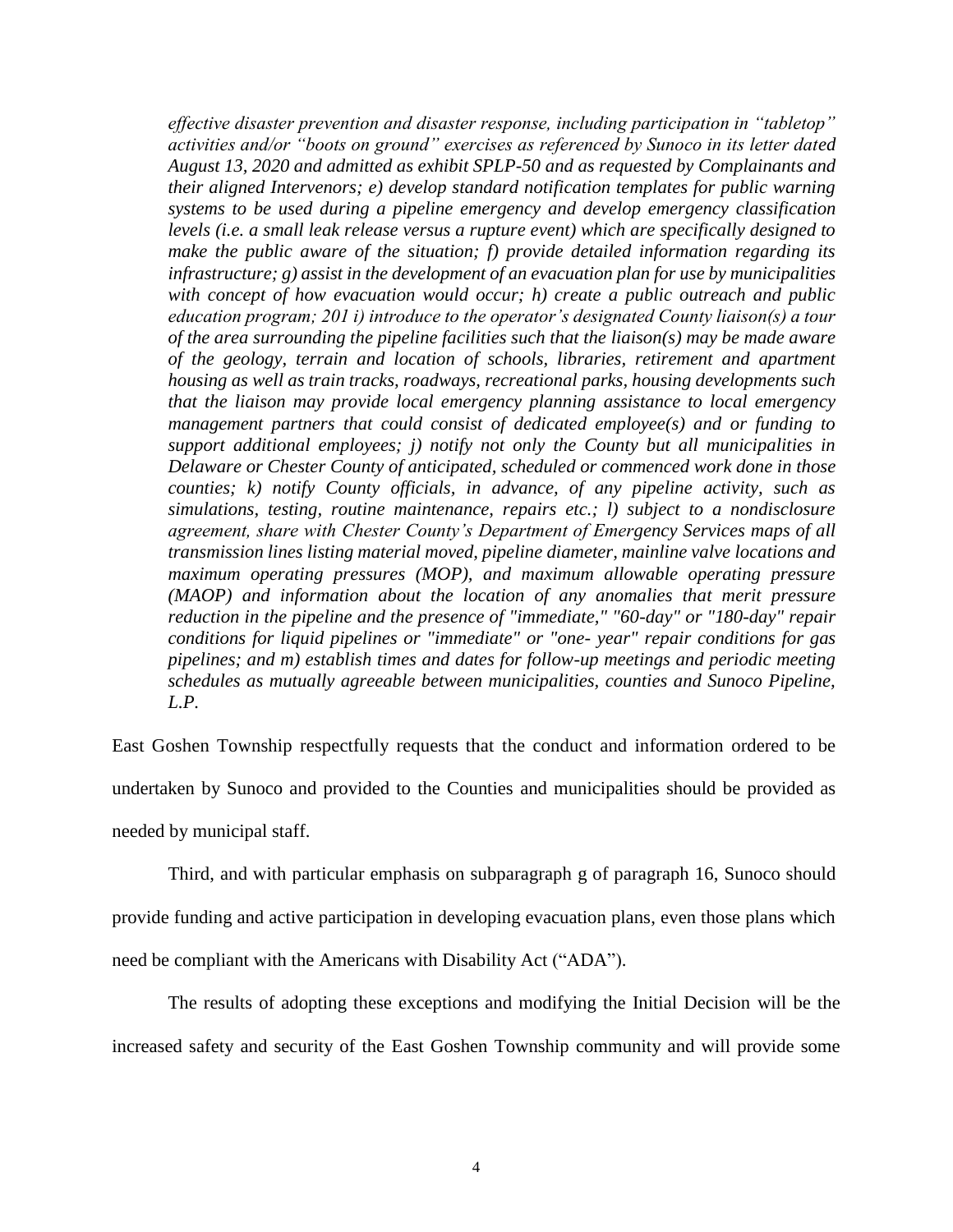*effective disaster prevention and disaster response, including participation in "tabletop" activities and/or "boots on ground" exercises as referenced by Sunoco in its letter dated August 13, 2020 and admitted as exhibit SPLP-50 and as requested by Complainants and their aligned Intervenors; e) develop standard notification templates for public warning systems to be used during a pipeline emergency and develop emergency classification levels (i.e. a small leak release versus a rupture event) which are specifically designed to make the public aware of the situation; f) provide detailed information regarding its infrastructure; g) assist in the development of an evacuation plan for use by municipalities with concept of how evacuation would occur; h) create a public outreach and public education program; 201 i) introduce to the operator's designated County liaison(s) a tour of the area surrounding the pipeline facilities such that the liaison(s) may be made aware of the geology, terrain and location of schools, libraries, retirement and apartment housing as well as train tracks, roadways, recreational parks, housing developments such that the liaison may provide local emergency planning assistance to local emergency management partners that could consist of dedicated employee(s) and or funding to support additional employees; j) notify not only the County but all municipalities in Delaware or Chester County of anticipated, scheduled or commenced work done in those counties; k) notify County officials, in advance, of any pipeline activity, such as simulations, testing, routine maintenance, repairs etc.; l) subject to a nondisclosure agreement, share with Chester County's Department of Emergency Services maps of all transmission lines listing material moved, pipeline diameter, mainline valve locations and maximum operating pressures (MOP), and maximum allowable operating pressure (MAOP) and information about the location of any anomalies that merit pressure reduction in the pipeline and the presence of "immediate," "60-day" or "180-day" repair conditions for liquid pipelines or "immediate" or "one- year" repair conditions for gas pipelines; and m) establish times and dates for follow-up meetings and periodic meeting schedules as mutually agreeable between municipalities, counties and Sunoco Pipeline, L.P.*

East Goshen Township respectfully requests that the conduct and information ordered to be undertaken by Sunoco and provided to the Counties and municipalities should be provided as needed by municipal staff.

Third, and with particular emphasis on subparagraph g of paragraph 16, Sunoco should provide funding and active participation in developing evacuation plans, even those plans which need be compliant with the Americans with Disability Act ("ADA").

The results of adopting these exceptions and modifying the Initial Decision will be the increased safety and security of the East Goshen Township community and will provide some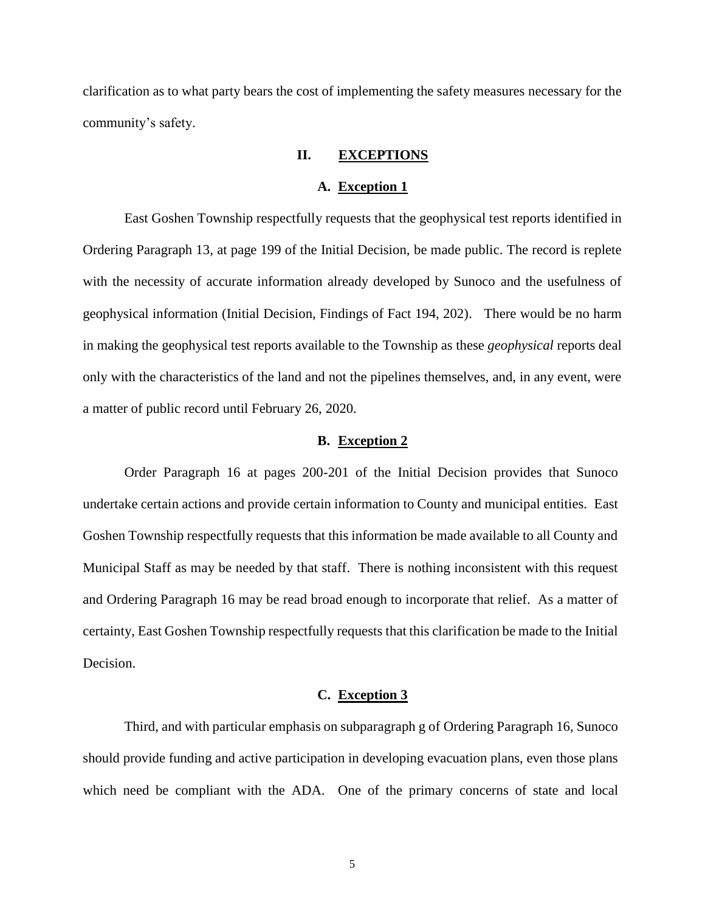clarification as to what party bears the cost of implementing the safety measures necessary for the community's safety.

## II. EXCEPTIONS

### A. Exception 1

East Goshen Township respectfully requests that the geophysical test reports identified in Ordering Paragraph 13, at page 199 of the Initial Decision, be made public. The record is replete with the necessity of accurate information already developed by Sunoco and the usefulness of geophysical information (Initial Decision, Findings of Fact 194, 202). There would be no harm in making the geophysical test reports available to the Township as these *geophysical* reports deal only with the characteristics of the land and not the pipelines themselves, and, in any event, were a matter of public record until February 26, 2020.

### B. Exception 2

Order Paragraph 16 at pages 200-201 of the Initial Decision provides that Sunoco undertake certain actions and provide certain information to County and municipal entities. East Goshen Township respectfully requests that this information be made available to all County and Municipal Staff as may be needed by that staff. There is nothing inconsistent with this request and Ordering Paragraph 16 may be read broad enough to incorporate that relief. As a matter of certainty, East Goshen Township respectfully requests that this clarification be made to the Initial Decision.

### C. Exception 3

Third, and with particular emphasis on subparagraph g of Ordering Paragraph 16, Sunoco should provide funding and active participation in developing evacuation plans, even those plans which need be compliant with the ADA. One of the primary concerns of state and local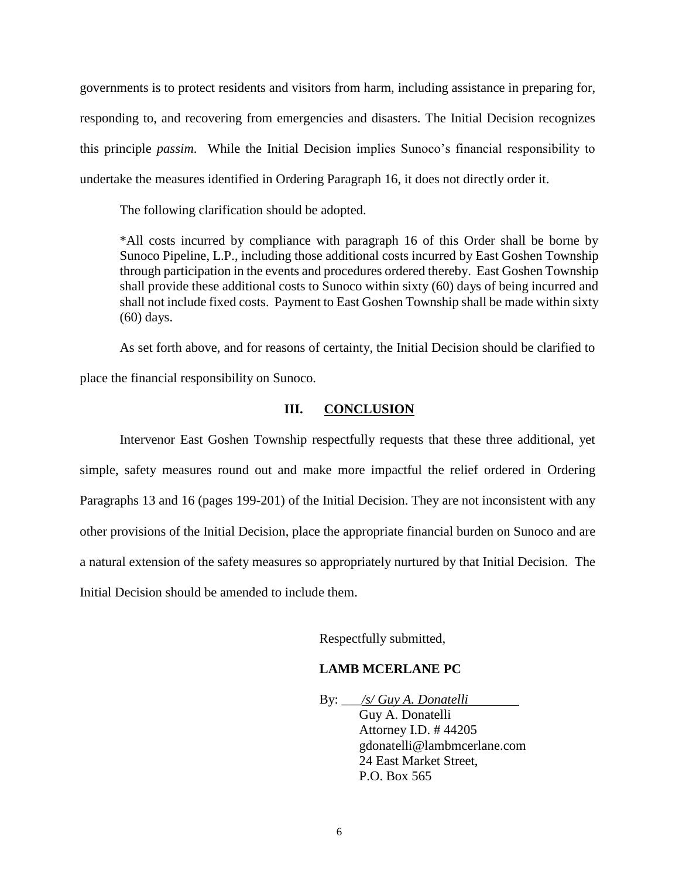governments is to protect residents and visitors from harm, including assistance in preparing for, responding to, and recovering from emergencies and disasters. The Initial Decision recognizes this principle *passim*. While the Initial Decision implies Sunoco's financial responsibility to undertake the measures identified in Ordering Paragraph 16, it does not directly order it.

The following clarification should be adopted.

> *All costs incurred by compliance with paragraph 16 of this Order shall be borne by Sunoco Pipeline, L.P., including those additional costs incurred by East Goshen Township through participation in the events and procedures ordered thereby. East Goshen Township shall provide these additional costs to Sunoco within sixty (60) days of being incurred and shall not include fixed costs. Payment to East Goshen Township shall be made within sixty (60) days.

As set forth above, and for reasons of certainty, the Initial Decision should be clarified to place the financial responsibility on Sunoco.

## III. CONCLUSION

Intervenor East Goshen Township respectfully requests that these three additional, yet simple, safety measures round out and make more impactful the relief ordered in Ordering Paragraphs 13 and 16 (pages 199-201) of the Initial Decision. They are not inconsistent with any other provisions of the Initial Decision, place the appropriate financial burden on Sunoco and are a natural extension of the safety measures so appropriately nurtured by that Initial Decision. The Initial Decision should be amended to include them.

Respectfully submitted,

**LAMB MCERLANE PC**

By: *_/s/ Guy A. Donatelli_*
Guy A. Donatelli
Attorney I.D. # 44205
gdonatelli@lambmcerlane.com
24 East Market Street,
P.O. Box 565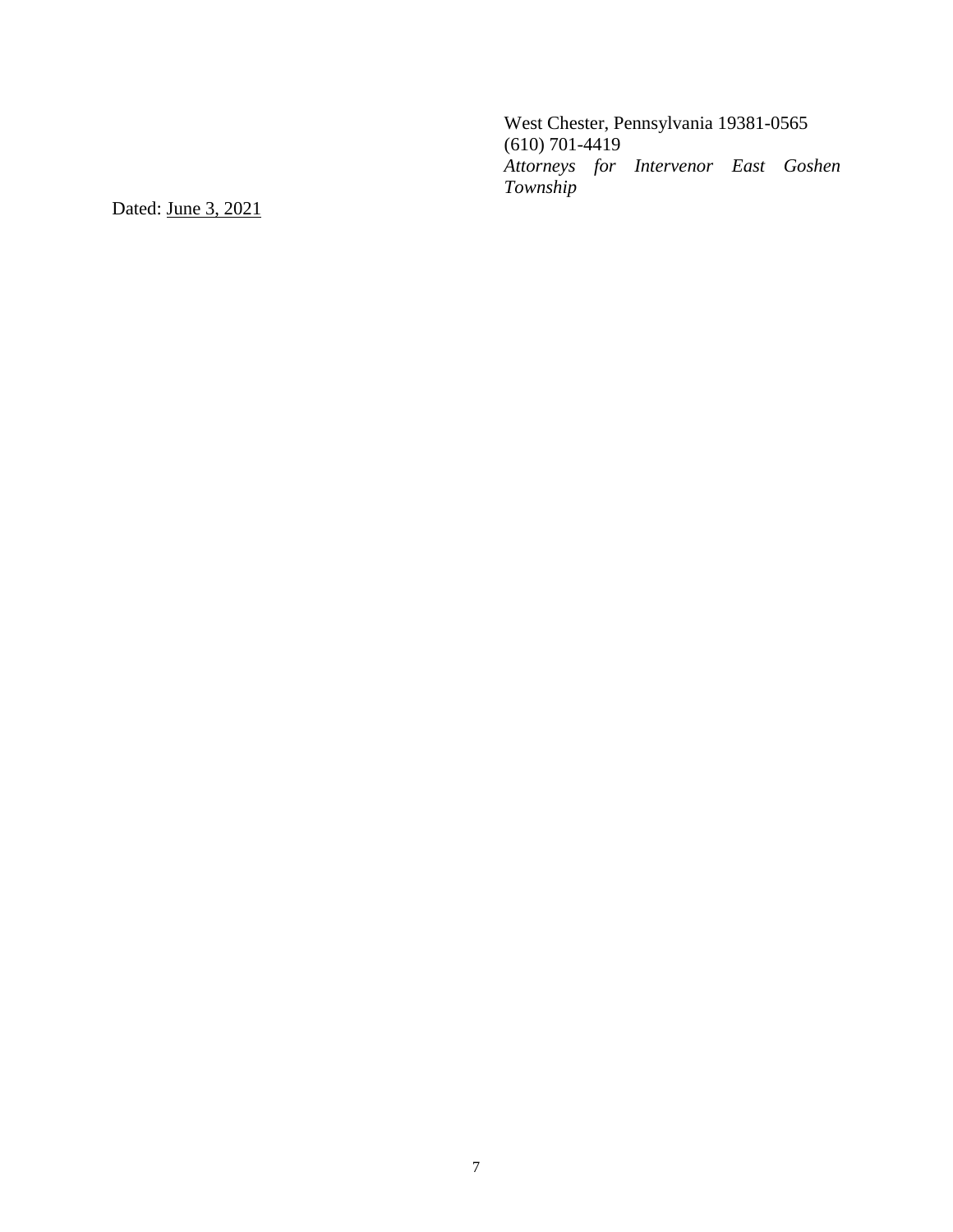West Chester, Pennsylvania 19381-0565
(610) 701-4419
*Attorneys for Intervenor East Goshen Township*

Dated: June 3, 2021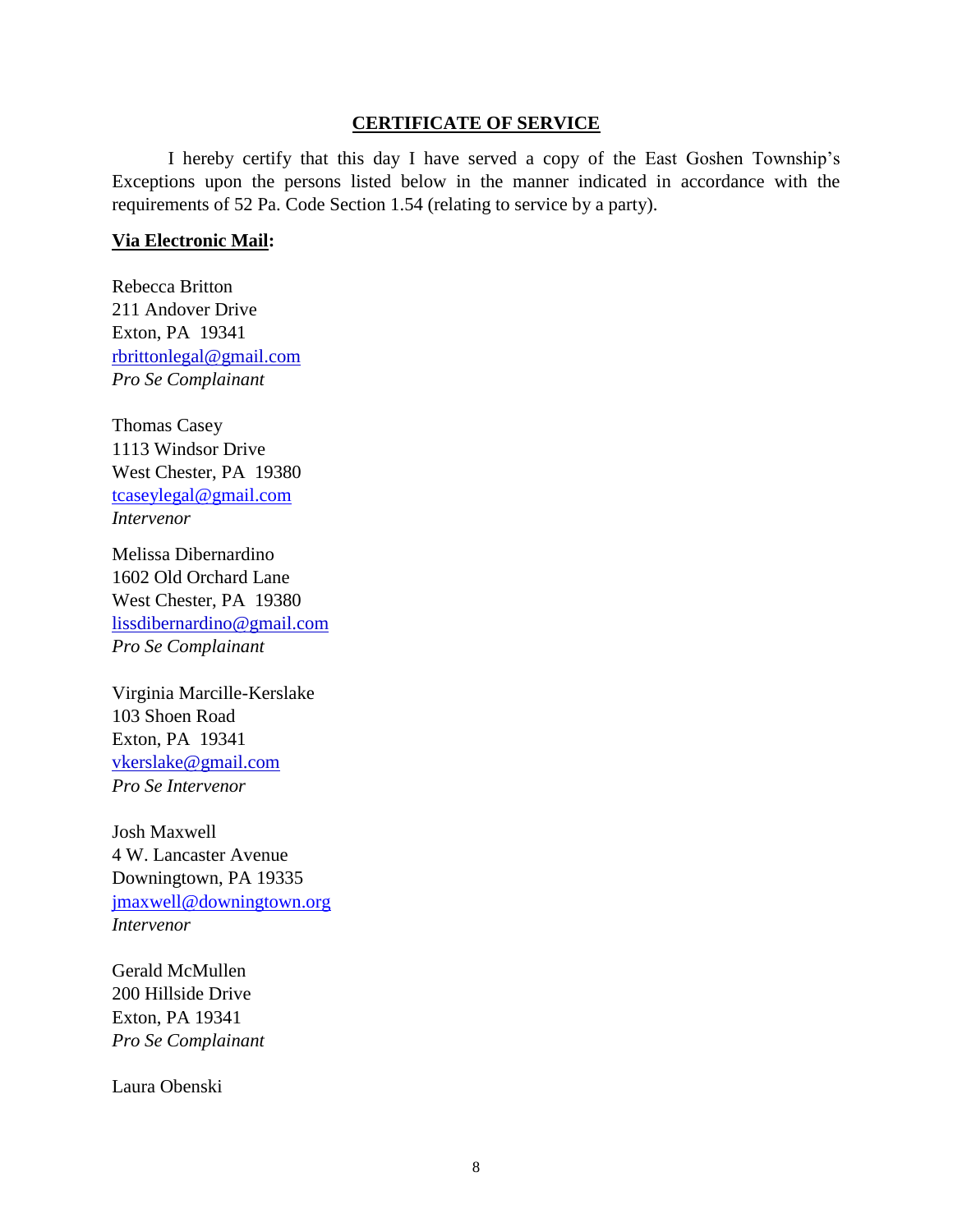## CERTIFICATE OF SERVICE

I hereby certify that this day I have served a copy of the East Goshen Township's Exceptions upon the persons listed below in the manner indicated in accordance with the requirements of 52 Pa. Code Section 1.54 (relating to service by a party).

**Via Electronic Mail:**

Rebecca Britton
211 Andover Drive
Exton, PA 19341
rbrittonlegal@gmail.com
*Pro Se Complainant*

Thomas Casey
1113 Windsor Drive
West Chester, PA 19380
tcaseylegal@gmail.com
*Intervenor*

Melissa Dibernardino
1602 Old Orchard Lane
West Chester, PA 19380
lissdibernardino@gmail.com
*Pro Se Complainant*

Virginia Marcille-Kerslake
103 Shoen Road
Exton, PA 19341
vkerslake@gmail.com
*Pro Se Intervenor*

Josh Maxwell
4 W. Lancaster Avenue
Downingtown, PA 19335
jmaxwell@downingtown.org
*Intervenor*

Gerald McMullen
200 Hillside Drive
Exton, PA 19341
*Pro Se Complainant*

Laura Obenski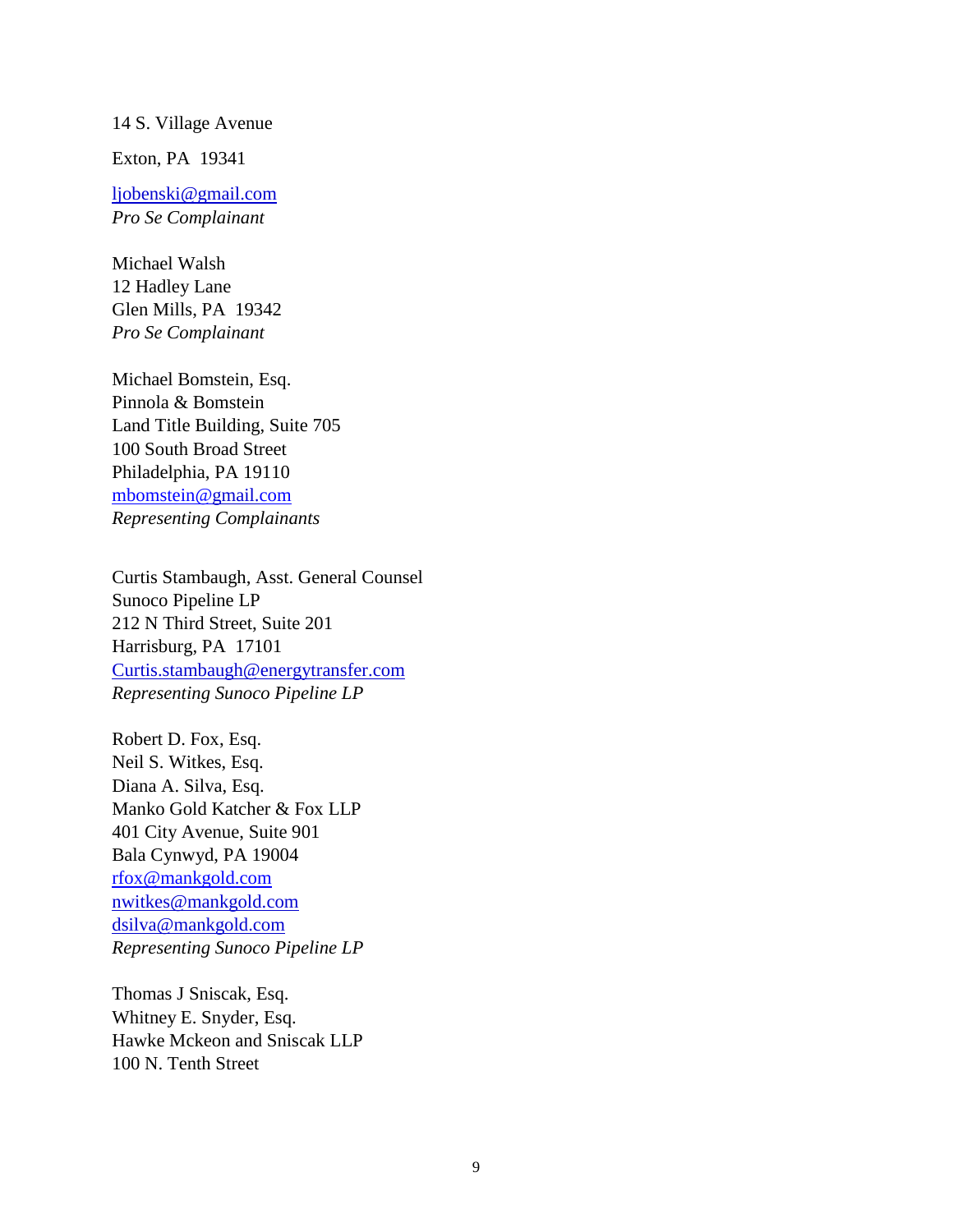14 S. Village Avenue

Exton, PA 19341

ljobenski@gmail.com
*Pro Se Complainant*

Michael Walsh
12 Hadley Lane
Glen Mills, PA 19342
*Pro Se Complainant*

Michael Bomstein, Esq.
Pinnola & Bomstein
Land Title Building, Suite 705
100 South Broad Street
Philadelphia, PA 19110
mbomstein@gmail.com
*Representing Complainants*

Curtis Stambaugh, Asst. General Counsel
Sunoco Pipeline LP
212 N Third Street, Suite 201
Harrisburg, PA 17101
Curtis.stambaugh@energytransfer.com
*Representing Sunoco Pipeline LP*

Robert D. Fox, Esq.
Neil S. Witkes, Esq.
Diana A. Silva, Esq.
Manko Gold Katcher & Fox LLP
401 City Avenue, Suite 901
Bala Cynwyd, PA 19004
rfox@mankgold.com
nwitkes@mankgold.com
dsilva@mankgold.com
*Representing Sunoco Pipeline LP*

Thomas J Sniscak, Esq.
Whitney E. Snyder, Esq.
Hawke Mckeon and Sniscak LLP
100 N. Tenth Street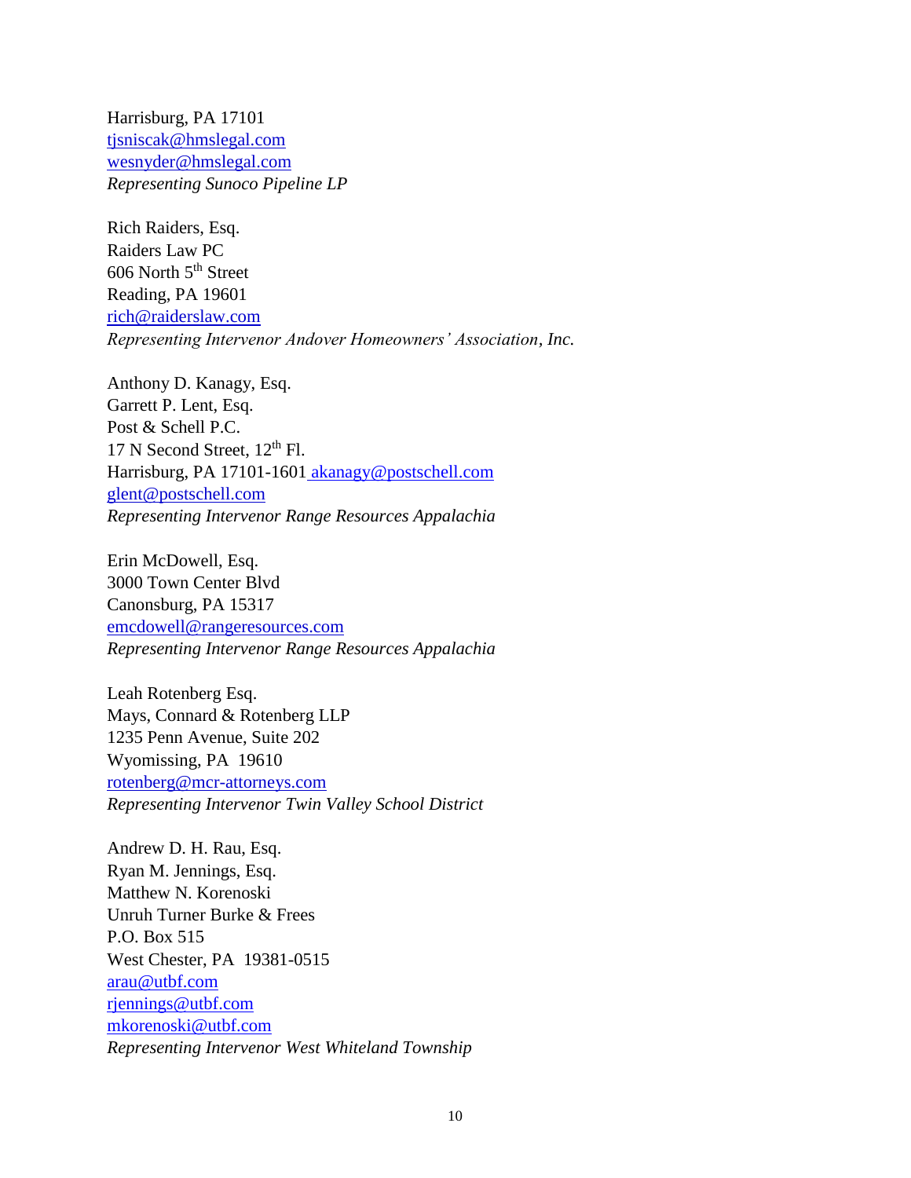Harrisburg, PA 17101
tjsniscak@hmslegal.com
wesnyder@hmslegal.com
*Representing Sunoco Pipeline LP*

Rich Raiders, Esq.
Raiders Law PC
606 North 5th Street
Reading, PA 19601
rich@raiderslaw.com
*Representing Intervenor Andover Homeowners' Association, Inc.*

Anthony D. Kanagy, Esq.
Garrett P. Lent, Esq.
Post & Schell P.C.
17 N Second Street, 12th Fl.
Harrisburg, PA 17101-1601 akanagy@postschell.com
glent@postschell.com
*Representing Intervenor Range Resources Appalachia*

Erin McDowell, Esq.
3000 Town Center Blvd
Canonsburg, PA 15317
emcdowell@rangeresources.com
*Representing Intervenor Range Resources Appalachia*

Leah Rotenberg Esq.
Mays, Connard & Rotenberg LLP
1235 Penn Avenue, Suite 202
Wyomissing, PA 19610
rotenberg@mcr-attorneys.com
*Representing Intervenor Twin Valley School District*

Andrew D. H. Rau, Esq.
Ryan M. Jennings, Esq.
Matthew N. Korenoski
Unruh Turner Burke & Frees
P.O. Box 515
West Chester, PA 19381-0515
arau@utbf.com
rjennings@utbf.com
mkorenoski@utbf.com
*Representing Intervenor West Whiteland Township*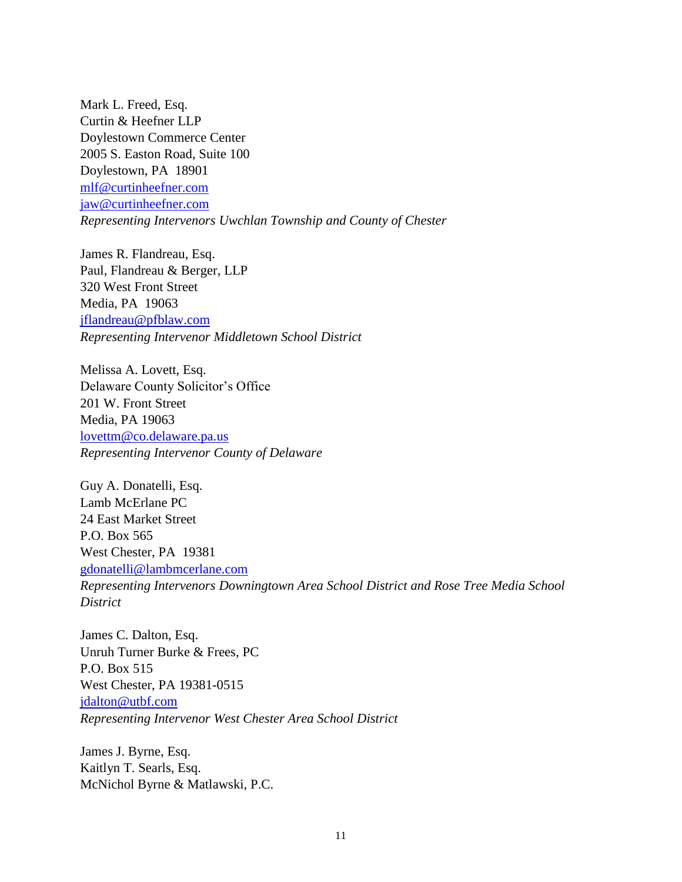Mark L. Freed, Esq.
Curtin & Heefner LLP
Doylestown Commerce Center
2005 S. Easton Road, Suite 100
Doylestown, PA 18901
mlf@curtinheefner.com
jaw@curtinheefner.com
*Representing Intervenors Uwchlan Township and County of Chester*

James R. Flandreau, Esq.
Paul, Flandreau & Berger, LLP
320 West Front Street
Media, PA 19063
jflandreau@pfblaw.com
*Representing Intervenor Middletown School District*

Melissa A. Lovett, Esq.
Delaware County Solicitor's Office
201 W. Front Street
Media, PA 19063
lovettm@co.delaware.pa.us
*Representing Intervenor County of Delaware*

Guy A. Donatelli, Esq.
Lamb McErlane PC
24 East Market Street
P.O. Box 565
West Chester, PA 19381
gdonatelli@lambmcerlane.com
*Representing Intervenors Downingtown Area School District and Rose Tree Media School District*

James C. Dalton, Esq.
Unruh Turner Burke & Frees, PC
P.O. Box 515
West Chester, PA 19381-0515
jdalton@utbf.com
*Representing Intervenor West Chester Area School District*

James J. Byrne, Esq.
Kaitlyn T. Searls, Esq.
McNichol Byrne & Matlawski, P.C.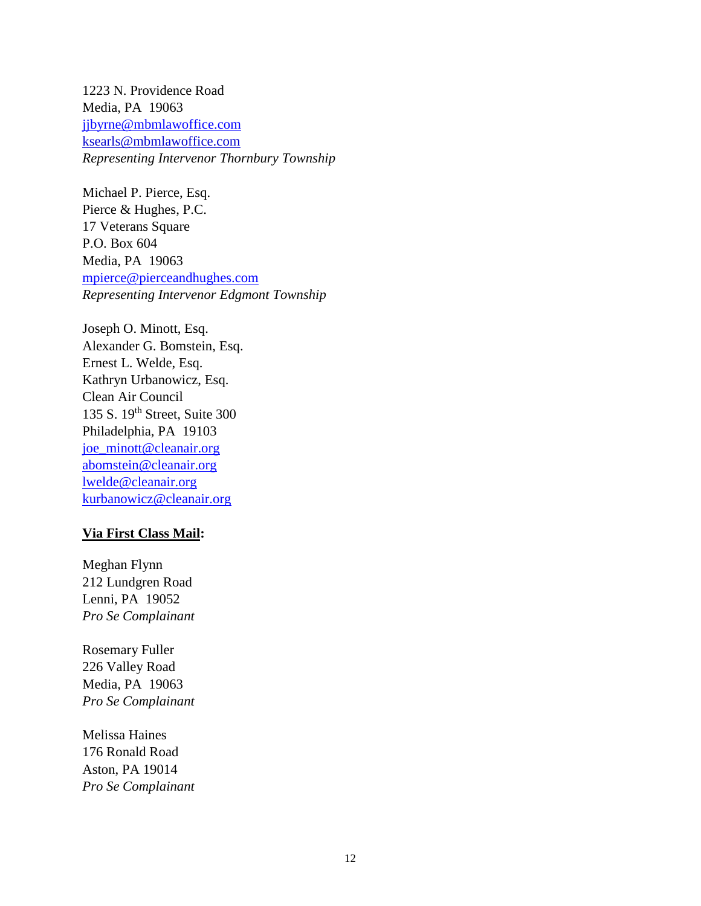1223 N. Providence Road
Media, PA  19063
jjbyrne@mbmlawoffice.com
ksearls@mbmlawoffice.com
*Representing Intervenor Thornbury Township*

Michael P. Pierce, Esq.
Pierce & Hughes, P.C.
17 Veterans Square
P.O. Box 604
Media, PA  19063
mpierce@pierceandhughes.com
*Representing Intervenor Edgmont Township*

Joseph O. Minott, Esq.
Alexander G. Bomstein, Esq.
Ernest L. Welde, Esq.
Kathryn Urbanowicz, Esq.
Clean Air Council
135 S. 19th Street, Suite 300
Philadelphia, PA  19103
joe_minott@cleanair.org
abomstein@cleanair.org
lwelde@cleanair.org
kurbanowicz@cleanair.org

**Via First Class Mail:**

Meghan Flynn
212 Lundgren Road
Lenni, PA  19052
*Pro Se Complainant*

Rosemary Fuller
226 Valley Road
Media, PA  19063
*Pro Se Complainant*

Melissa Haines
176 Ronald Road
Aston, PA 19014
*Pro Se Complainant*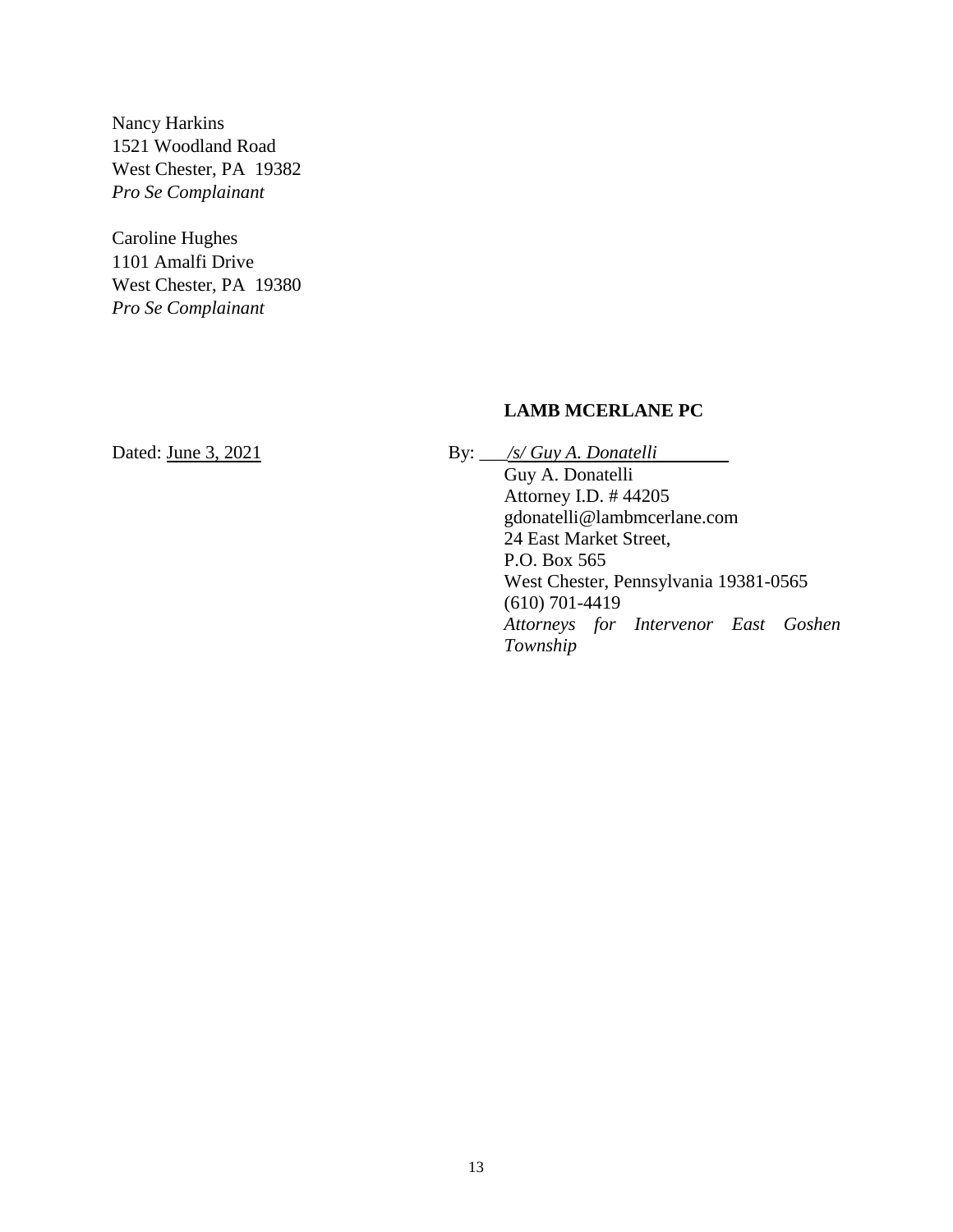Nancy Harkins
1521 Woodland Road
West Chester, PA 19382
*Pro Se Complainant*

Caroline Hughes
1101 Amalfi Drive
West Chester, PA 19380
*Pro Se Complainant*

**LAMB MCERLANE PC**

Dated: June 3, 2021

By: *<u>/s/ Guy A. Donatelli</u>*
Guy A. Donatelli
Attorney I.D. # 44205
gdonatelli@lambmcerlane.com
24 East Market Street,
P.O. Box 565
West Chester, Pennsylvania 19381-0565
(610) 701-4419
*Attorneys for Intervenor East Goshen Township*